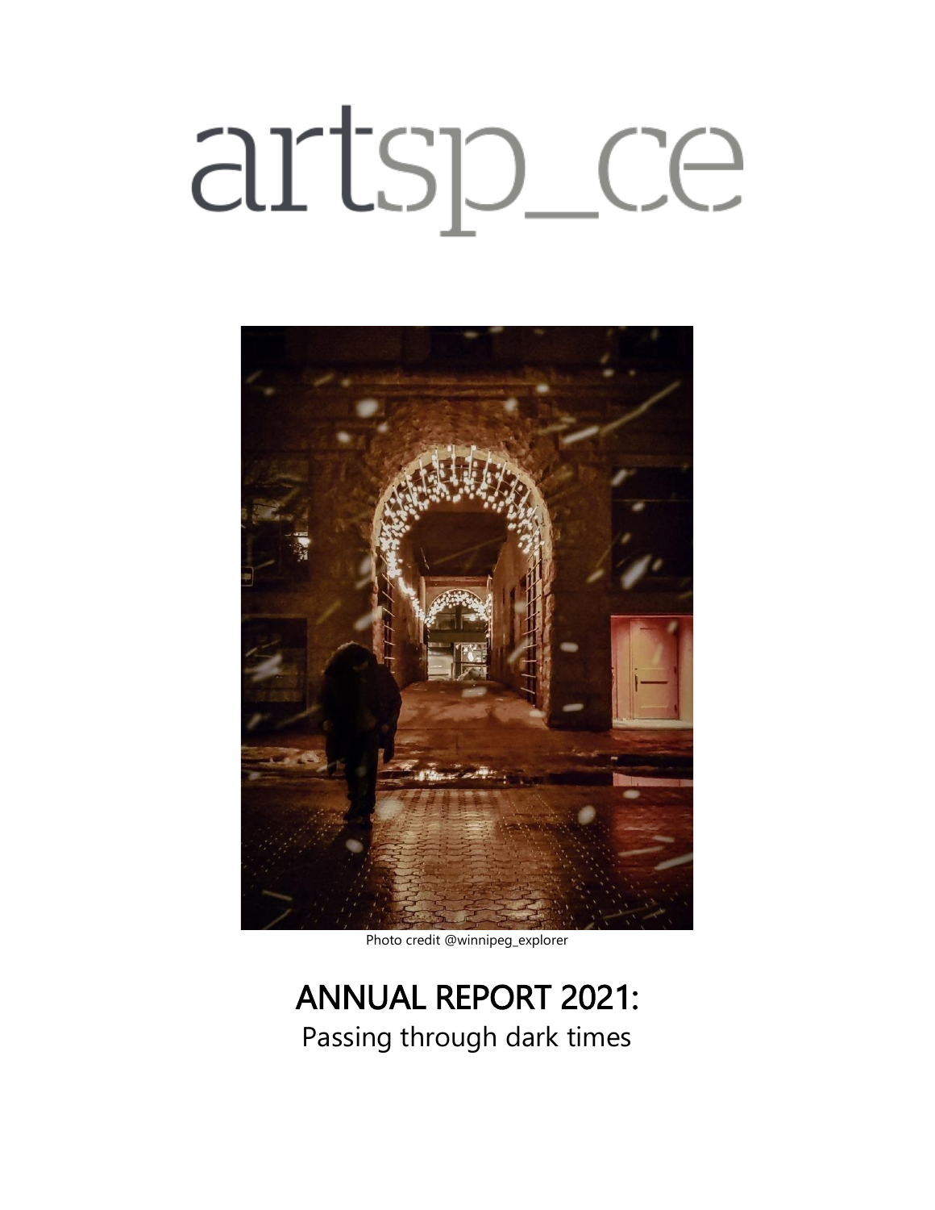# artsp_ce

Photo credit @winnipeg_explorer

# ANNUAL REPORT 2021:

Passing through dark times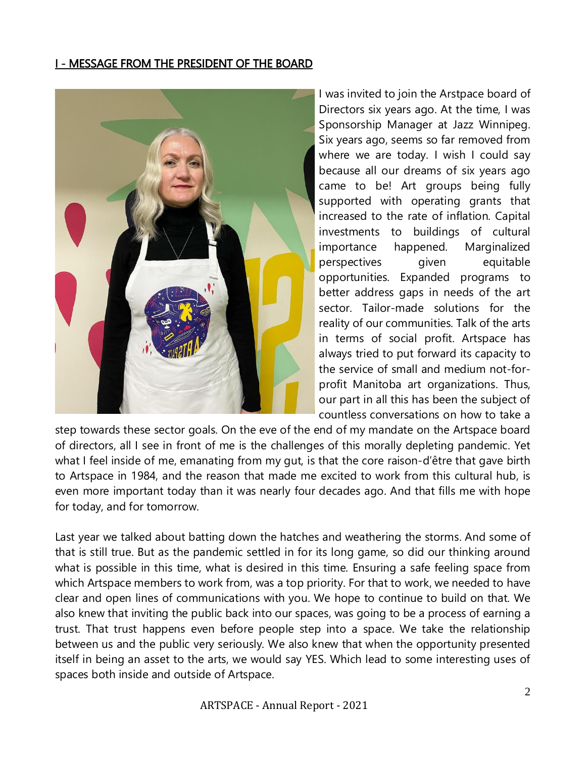## I - MESSAGE FROM THE PRESIDENT OF THE BOARD

I was invited to join the Arstpace board of Directors six years ago. At the time, I was Sponsorship Manager at Jazz Winnipeg. Six years ago, seems so far removed from where we are today. I wish I could say because all our dreams of six years ago came to be! Art groups being fully supported with operating grants that increased to the rate of inflation. Capital investments to buildings of cultural importance happened. Marginalized perspectives given equitable opportunities. Expanded programs to better address gaps in needs of the art sector. Tailor-made solutions for the reality of our communities. Talk of the arts in terms of social profit. Artspace has always tried to put forward its capacity to the service of small and medium not-for-profit Manitoba art organizations. Thus, our part in all this has been the subject of countless conversations on how to take a step towards these sector goals. On the eve of the end of my mandate on the Artspace board of directors, all I see in front of me is the challenges of this morally depleting pandemic. Yet what I feel inside of me, emanating from my gut, is that the core raison-d'être that gave birth to Artspace in 1984, and the reason that made me excited to work from this cultural hub, is even more important today than it was nearly four decades ago. And that fills me with hope for today, and for tomorrow.

Last year we talked about batting down the hatches and weathering the storms. And some of that is still true. But as the pandemic settled in for its long game, so did our thinking around what is possible in this time, what is desired in this time. Ensuring a safe feeling space from which Artspace members to work from, was a top priority. For that to work, we needed to have clear and open lines of communications with you. We hope to continue to build on that. We also knew that inviting the public back into our spaces, was going to be a process of earning a trust. That trust happens even before people step into a space. We take the relationship between us and the public very seriously. We also knew that when the opportunity presented itself in being an asset to the arts, we would say YES. Which lead to some interesting uses of spaces both inside and outside of Artspace.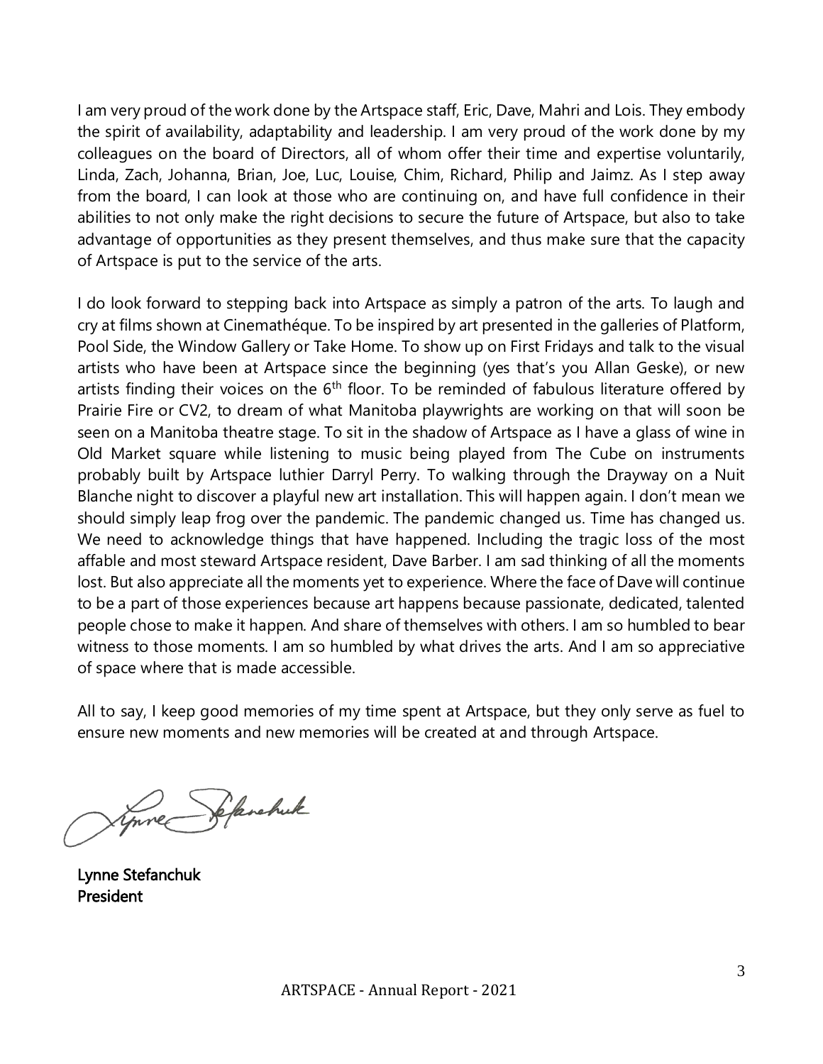I am very proud of the work done by the Artspace staff, Eric, Dave, Mahri and Lois. They embody the spirit of availability, adaptability and leadership. I am very proud of the work done by my colleagues on the board of Directors, all of whom offer their time and expertise voluntarily, Linda, Zach, Johanna, Brian, Joe, Luc, Louise, Chim, Richard, Philip and Jaimz. As I step away from the board, I can look at those who are continuing on, and have full confidence in their abilities to not only make the right decisions to secure the future of Artspace, but also to take advantage of opportunities as they present themselves, and thus make sure that the capacity of Artspace is put to the service of the arts.

I do look forward to stepping back into Artspace as simply a patron of the arts. To laugh and cry at films shown at Cinemathéque. To be inspired by art presented in the galleries of Platform, Pool Side, the Window Gallery or Take Home. To show up on First Fridays and talk to the visual artists who have been at Artspace since the beginning (yes that's you Allan Geske), or new artists finding their voices on the 6th floor. To be reminded of fabulous literature offered by Prairie Fire or CV2, to dream of what Manitoba playwrights are working on that will soon be seen on a Manitoba theatre stage. To sit in the shadow of Artspace as I have a glass of wine in Old Market square while listening to music being played from The Cube on instruments probably built by Artspace luthier Darryl Perry. To walking through the Drayway on a Nuit Blanche night to discover a playful new art installation. This will happen again. I don't mean we should simply leap frog over the pandemic. The pandemic changed us. Time has changed us. We need to acknowledge things that have happened. Including the tragic loss of the most affable and most steward Artspace resident, Dave Barber. I am sad thinking of all the moments lost. But also appreciate all the moments yet to experience. Where the face of Dave will continue to be a part of those experiences because art happens because passionate, dedicated, talented people chose to make it happen. And share of themselves with others. I am so humbled to bear witness to those moments. I am so humbled by what drives the arts. And I am so appreciative of space where that is made accessible.

All to say, I keep good memories of my time spent at Artspace, but they only serve as fuel to ensure new moments and new memories will be created at and through Artspace.

**Lynne Stefanchuk**
**President**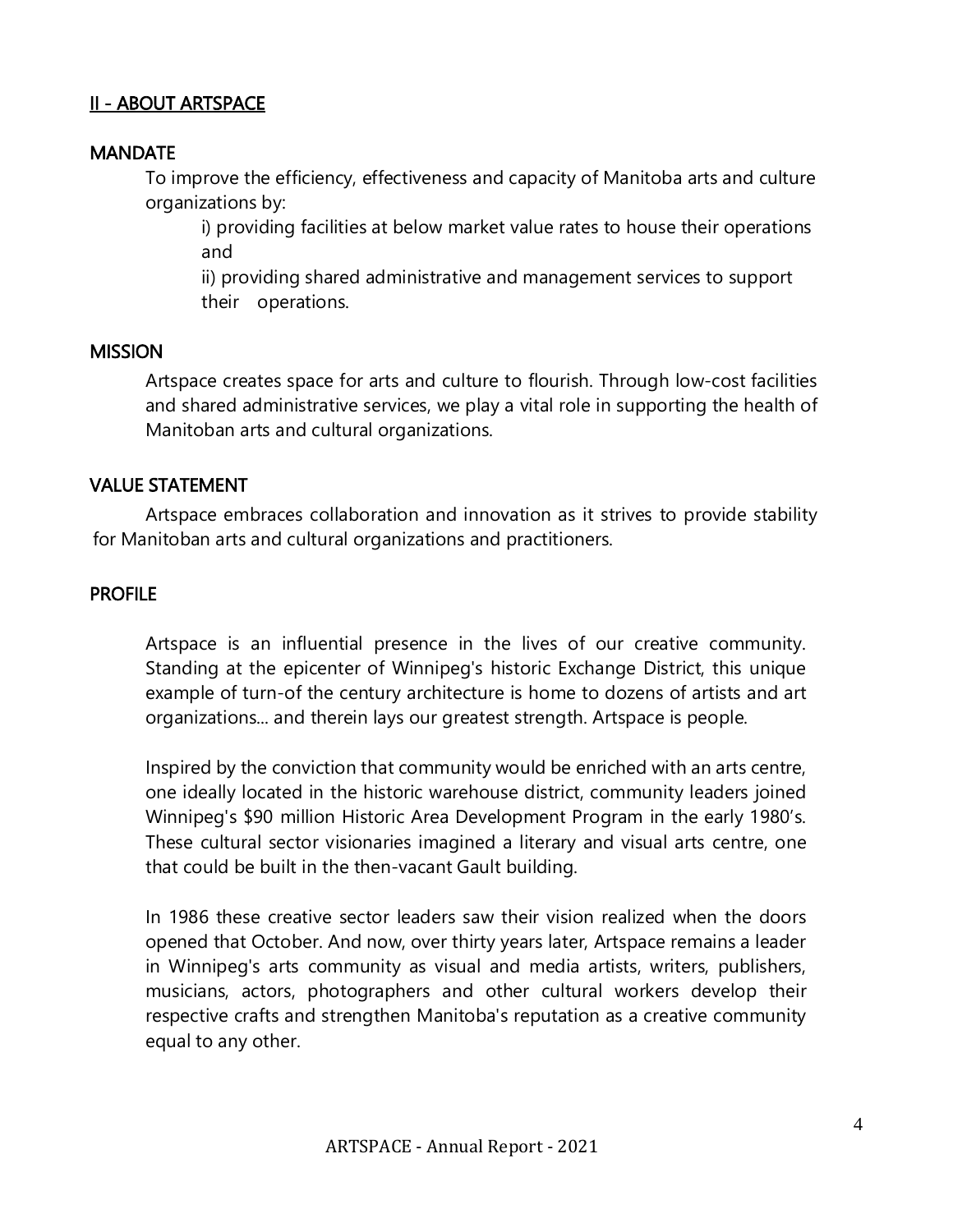## II - ABOUT ARTSPACE

### MANDATE

To improve the efficiency, effectiveness and capacity of Manitoba arts and culture organizations by:

i) providing facilities at below market value rates to house their operations and

ii) providing shared administrative and management services to support their operations.

### MISSION

Artspace creates space for arts and culture to flourish. Through low-cost facilities and shared administrative services, we play a vital role in supporting the health of Manitoban arts and cultural organizations.

### VALUE STATEMENT

Artspace embraces collaboration and innovation as it strives to provide stability for Manitoban arts and cultural organizations and practitioners.

### PROFILE

Artspace is an influential presence in the lives of our creative community. Standing at the epicenter of Winnipeg's historic Exchange District, this unique example of turn-of the century architecture is home to dozens of artists and art organizations... and therein lays our greatest strength. Artspace is people.

Inspired by the conviction that community would be enriched with an arts centre, one ideally located in the historic warehouse district, community leaders joined Winnipeg's $90 million Historic Area Development Program in the early 1980's. These cultural sector visionaries imagined a literary and visual arts centre, one that could be built in the then-vacant Gault building.

In 1986 these creative sector leaders saw their vision realized when the doors opened that October. And now, over thirty years later, Artspace remains a leader in Winnipeg's arts community as visual and media artists, writers, publishers, musicians, actors, photographers and other cultural workers develop their respective crafts and strengthen Manitoba's reputation as a creative community equal to any other.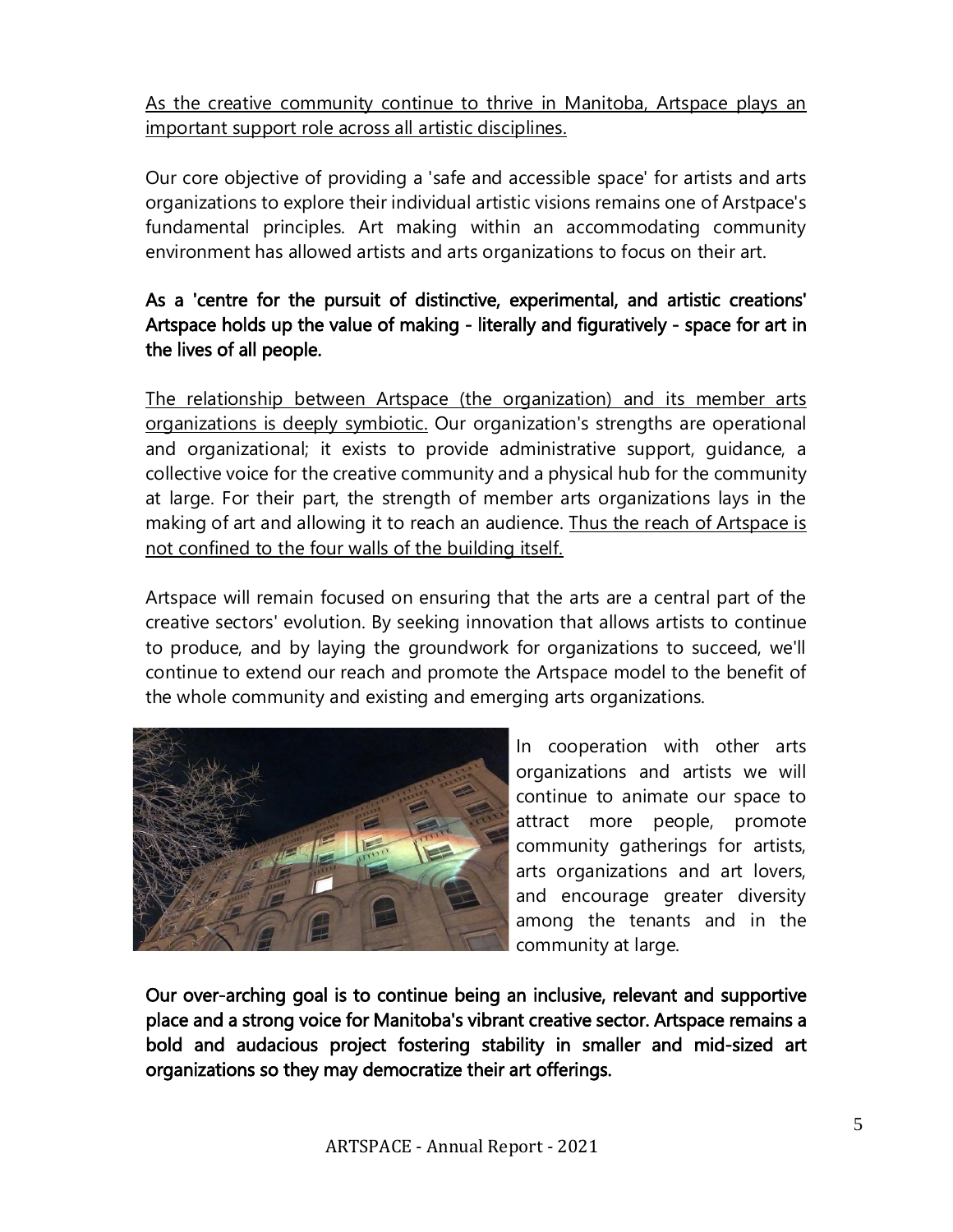<u>As the creative community continue to thrive in Manitoba, Artspace plays an important support role across all artistic disciplines.</u>

Our core objective of providing a 'safe and accessible space' for artists and arts organizations to explore their individual artistic visions remains one of Arstpace's fundamental principles. Art making within an accommodating community environment has allowed artists and arts organizations to focus on their art.

**As a 'centre for the pursuit of distinctive, experimental, and artistic creations' Artspace holds up the value of making - literally and figuratively - space for art in the lives of all people.**

<u>The relationship between Artspace (the organization) and its member arts organizations is deeply symbiotic.</u> Our organization's strengths are operational and organizational; it exists to provide administrative support, guidance, a collective voice for the creative community and a physical hub for the community at large. For their part, the strength of member arts organizations lays in the making of art and allowing it to reach an audience. <u>Thus the reach of Artspace is not confined to the four walls of the building itself.</u>

Artspace will remain focused on ensuring that the arts are a central part of the creative sectors' evolution. By seeking innovation that allows artists to continue to produce, and by laying the groundwork for organizations to succeed, we'll continue to extend our reach and promote the Artspace model to the benefit of the whole community and existing and emerging arts organizations.

In cooperation with other arts organizations and artists we will continue to animate our space to attract more people, promote community gatherings for artists, arts organizations and art lovers, and encourage greater diversity among the tenants and in the community at large.

**Our over-arching goal is to continue being an inclusive, relevant and supportive place and a strong voice for Manitoba's vibrant creative sector. Artspace remains a bold and audacious project fostering stability in smaller and mid-sized art organizations so they may democratize their art offerings.**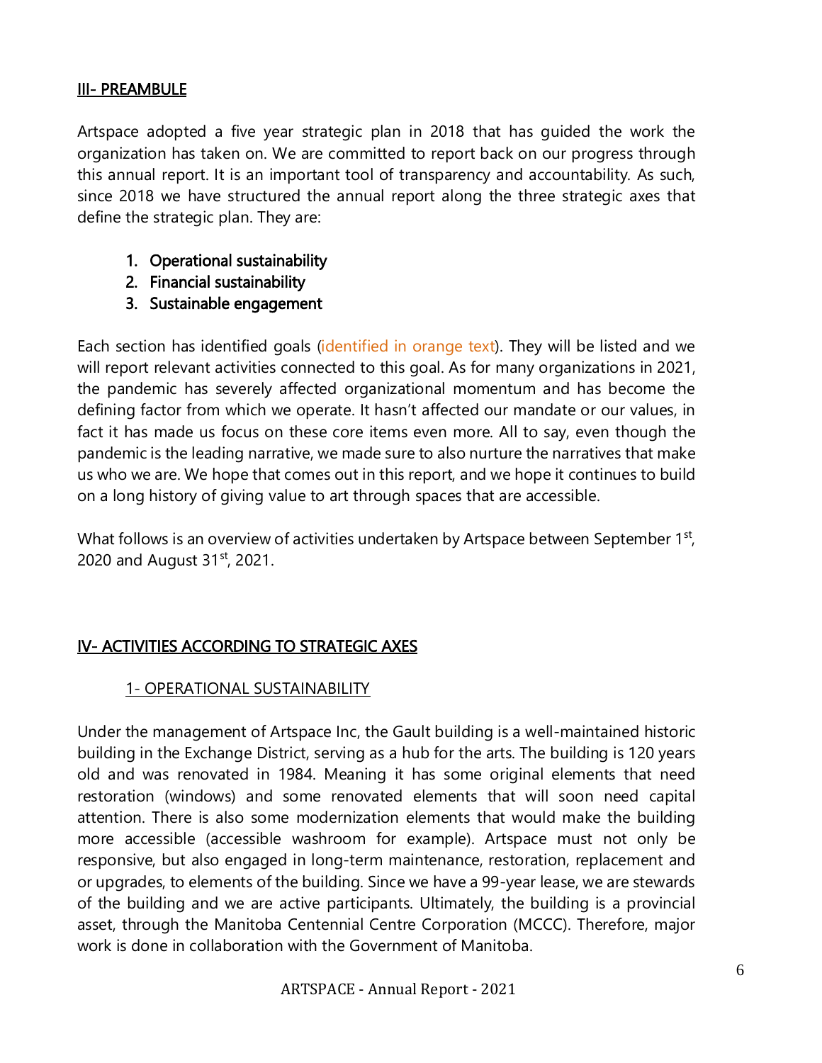## III- PREAMBULE

Artspace adopted a five year strategic plan in 2018 that has guided the work the organization has taken on. We are committed to report back on our progress through this annual report. It is an important tool of transparency and accountability. As such, since 2018 we have structured the annual report along the three strategic axes that define the strategic plan. They are:

1. Operational sustainability
2. Financial sustainability
3. Sustainable engagement

Each section has identified goals (identified in orange text). They will be listed and we will report relevant activities connected to this goal. As for many organizations in 2021, the pandemic has severely affected organizational momentum and has become the defining factor from which we operate. It hasn't affected our mandate or our values, in fact it has made us focus on these core items even more. All to say, even though the pandemic is the leading narrative, we made sure to also nurture the narratives that make us who we are. We hope that comes out in this report, and we hope it continues to build on a long history of giving value to art through spaces that are accessible.

What follows is an overview of activities undertaken by Artspace between September 1st, 2020 and August 31st, 2021.

## IV- ACTIVITIES ACCORDING TO STRATEGIC AXES

### 1- OPERATIONAL SUSTAINABILITY

Under the management of Artspace Inc, the Gault building is a well-maintained historic building in the Exchange District, serving as a hub for the arts. The building is 120 years old and was renovated in 1984. Meaning it has some original elements that need restoration (windows) and some renovated elements that will soon need capital attention. There is also some modernization elements that would make the building more accessible (accessible washroom for example). Artspace must not only be responsive, but also engaged in long-term maintenance, restoration, replacement and or upgrades, to elements of the building. Since we have a 99-year lease, we are stewards of the building and we are active participants. Ultimately, the building is a provincial asset, through the Manitoba Centennial Centre Corporation (MCCC). Therefore, major work is done in collaboration with the Government of Manitoba.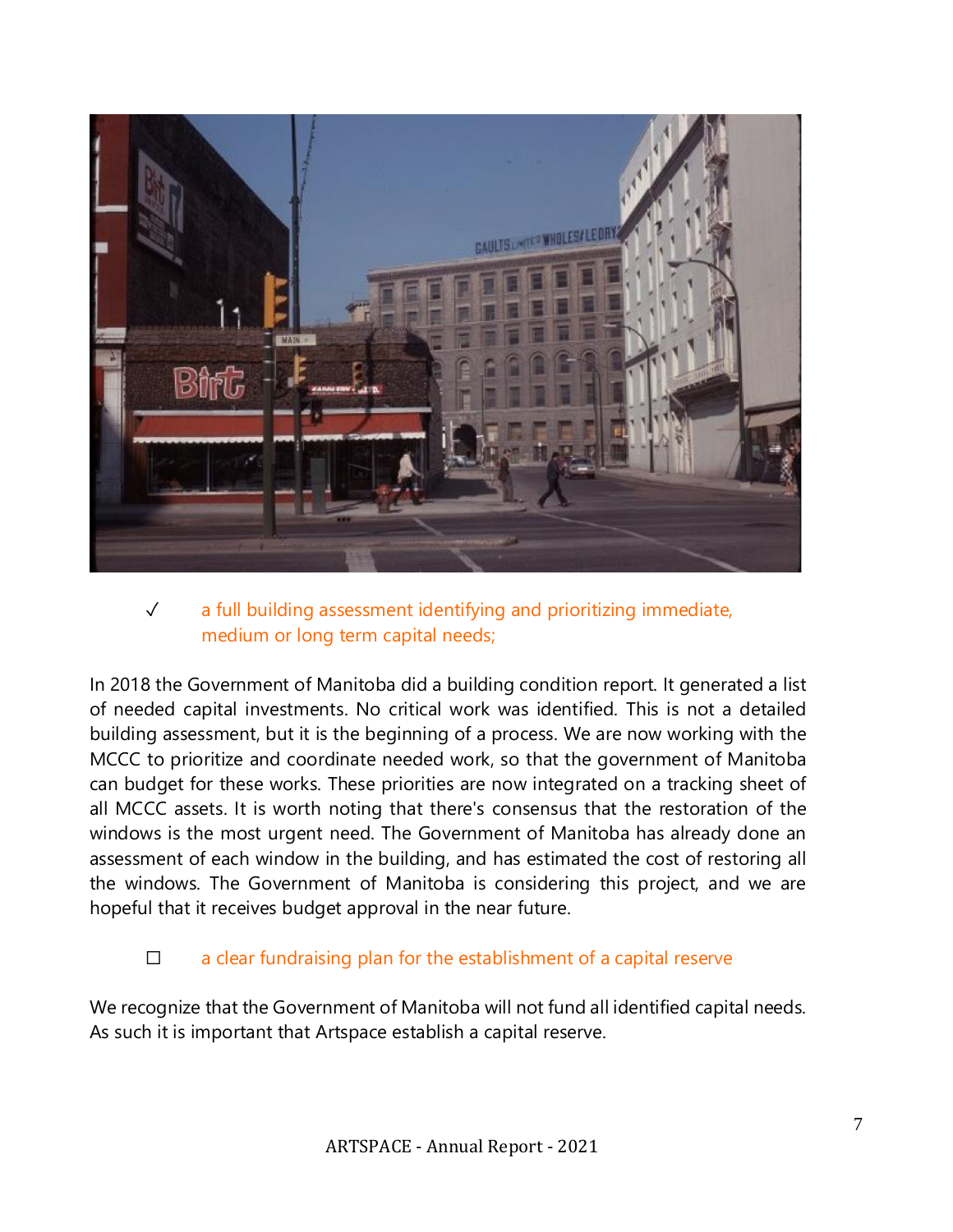✓ a full building assessment identifying and prioritizing immediate, medium or long term capital needs;

In 2018 the Government of Manitoba did a building condition report. It generated a list of needed capital investments. No critical work was identified. This is not a detailed building assessment, but it is the beginning of a process. We are now working with the MCCC to prioritize and coordinate needed work, so that the government of Manitoba can budget for these works. These priorities are now integrated on a tracking sheet of all MCCC assets. It is worth noting that there's consensus that the restoration of the windows is the most urgent need. The Government of Manitoba has already done an assessment of each window in the building, and has estimated the cost of restoring all the windows. The Government of Manitoba is considering this project, and we are hopeful that it receives budget approval in the near future.

☐ a clear fundraising plan for the establishment of a capital reserve

We recognize that the Government of Manitoba will not fund all identified capital needs. As such it is important that Artspace establish a capital reserve.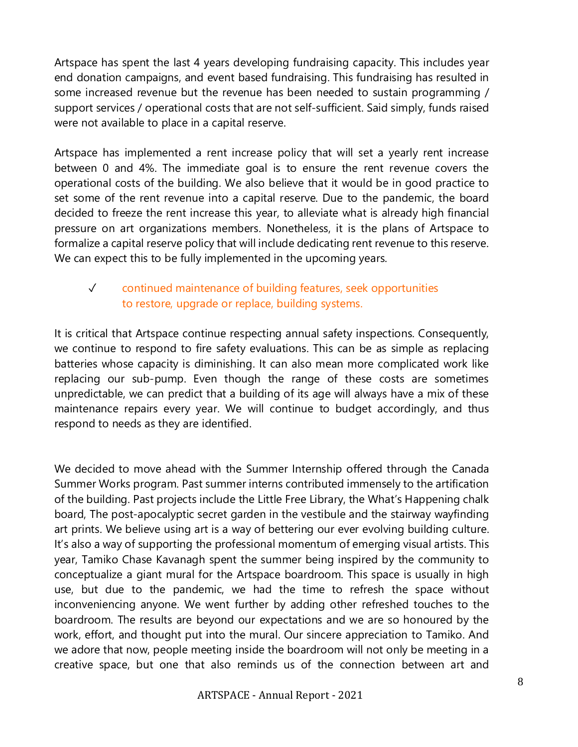Artspace has spent the last 4 years developing fundraising capacity. This includes year end donation campaigns, and event based fundraising. This fundraising has resulted in some increased revenue but the revenue has been needed to sustain programming / support services / operational costs that are not self-sufficient. Said simply, funds raised were not available to place in a capital reserve.

Artspace has implemented a rent increase policy that will set a yearly rent increase between 0 and 4%. The immediate goal is to ensure the rent revenue covers the operational costs of the building. We also believe that it would be in good practice to set some of the rent revenue into a capital reserve. Due to the pandemic, the board decided to freeze the rent increase this year, to alleviate what is already high financial pressure on art organizations members. Nonetheless, it is the plans of Artspace to formalize a capital reserve policy that will include dedicating rent revenue to this reserve. We can expect this to be fully implemented in the upcoming years.

✓ continued maintenance of building features, seek opportunities to restore, upgrade or replace, building systems.

It is critical that Artspace continue respecting annual safety inspections. Consequently, we continue to respond to fire safety evaluations. This can be as simple as replacing batteries whose capacity is diminishing. It can also mean more complicated work like replacing our sub-pump. Even though the range of these costs are sometimes unpredictable, we can predict that a building of its age will always have a mix of these maintenance repairs every year. We will continue to budget accordingly, and thus respond to needs as they are identified.

We decided to move ahead with the Summer Internship offered through the Canada Summer Works program. Past summer interns contributed immensely to the artification of the building. Past projects include the Little Free Library, the What's Happening chalk board, The post-apocalyptic secret garden in the vestibule and the stairway wayfinding art prints. We believe using art is a way of bettering our ever evolving building culture. It's also a way of supporting the professional momentum of emerging visual artists. This year, Tamiko Chase Kavanagh spent the summer being inspired by the community to conceptualize a giant mural for the Artspace boardroom. This space is usually in high use, but due to the pandemic, we had the time to refresh the space without inconveniencing anyone. We went further by adding other refreshed touches to the boardroom. The results are beyond our expectations and we are so honoured by the work, effort, and thought put into the mural. Our sincere appreciation to Tamiko. And we adore that now, people meeting inside the boardroom will not only be meeting in a creative space, but one that also reminds us of the connection between art and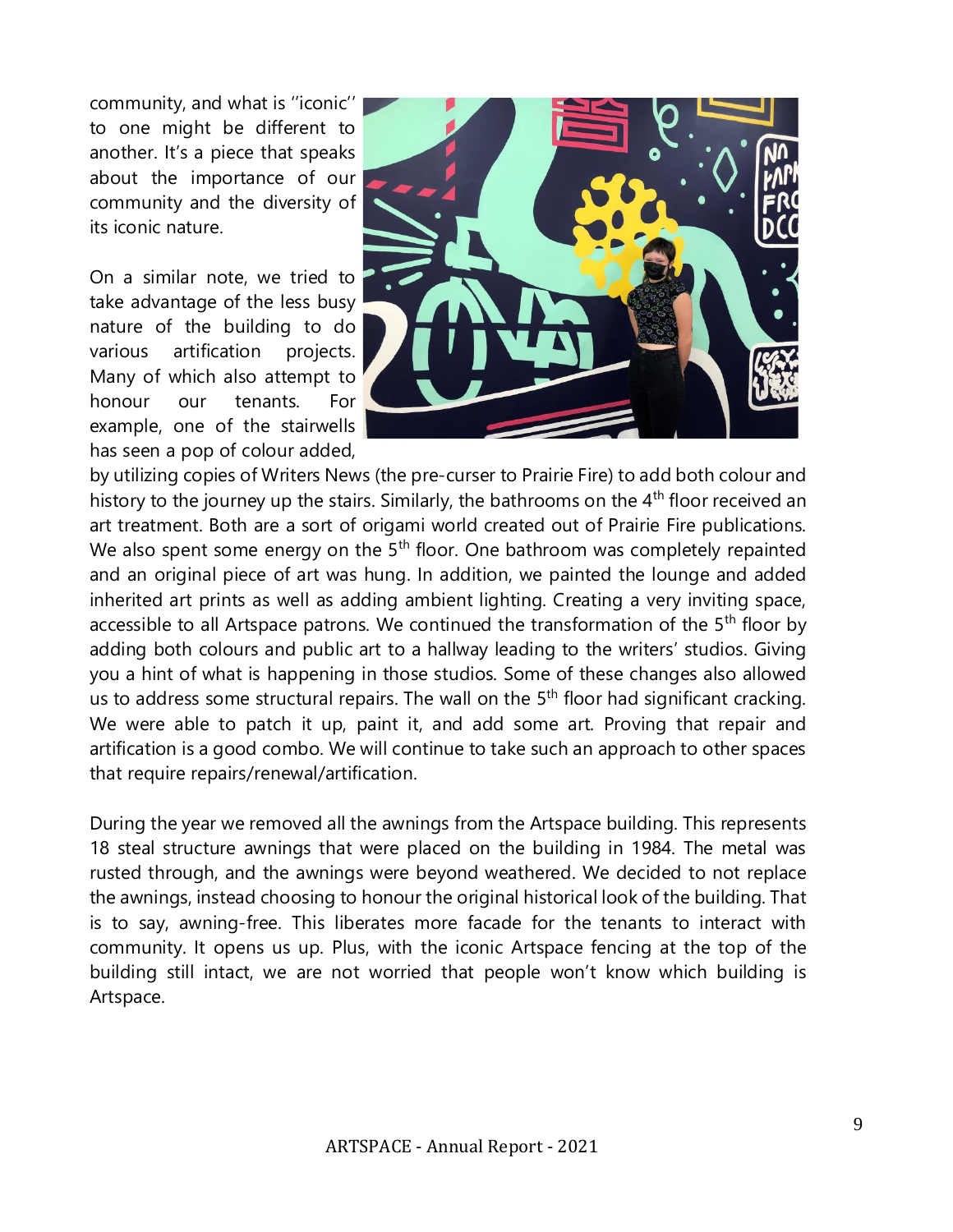community, and what is ''iconic'' to one might be different to another. It's a piece that speaks about the importance of our community and the diversity of its iconic nature.

On a similar note, we tried to take advantage of the less busy nature of the building to do various artification projects. Many of which also attempt to honour our tenants. For example, one of the stairwells has seen a pop of colour added, by utilizing copies of Writers News (the pre-curser to Prairie Fire) to add both colour and history to the journey up the stairs. Similarly, the bathrooms on the 4th floor received an art treatment. Both are a sort of origami world created out of Prairie Fire publications. We also spent some energy on the 5th floor. One bathroom was completely repainted and an original piece of art was hung. In addition, we painted the lounge and added inherited art prints as well as adding ambient lighting. Creating a very inviting space, accessible to all Artspace patrons. We continued the transformation of the 5th floor by adding both colours and public art to a hallway leading to the writers' studios. Giving you a hint of what is happening in those studios. Some of these changes also allowed us to address some structural repairs. The wall on the 5th floor had significant cracking. We were able to patch it up, paint it, and add some art. Proving that repair and artification is a good combo. We will continue to take such an approach to other spaces that require repairs/renewal/artification.

During the year we removed all the awnings from the Artspace building. This represents 18 steal structure awnings that were placed on the building in 1984. The metal was rusted through, and the awnings were beyond weathered. We decided to not replace the awnings, instead choosing to honour the original historical look of the building. That is to say, awning-free. This liberates more facade for the tenants to interact with community. It opens us up. Plus, with the iconic Artspace fencing at the top of the building still intact, we are not worried that people won't know which building is Artspace.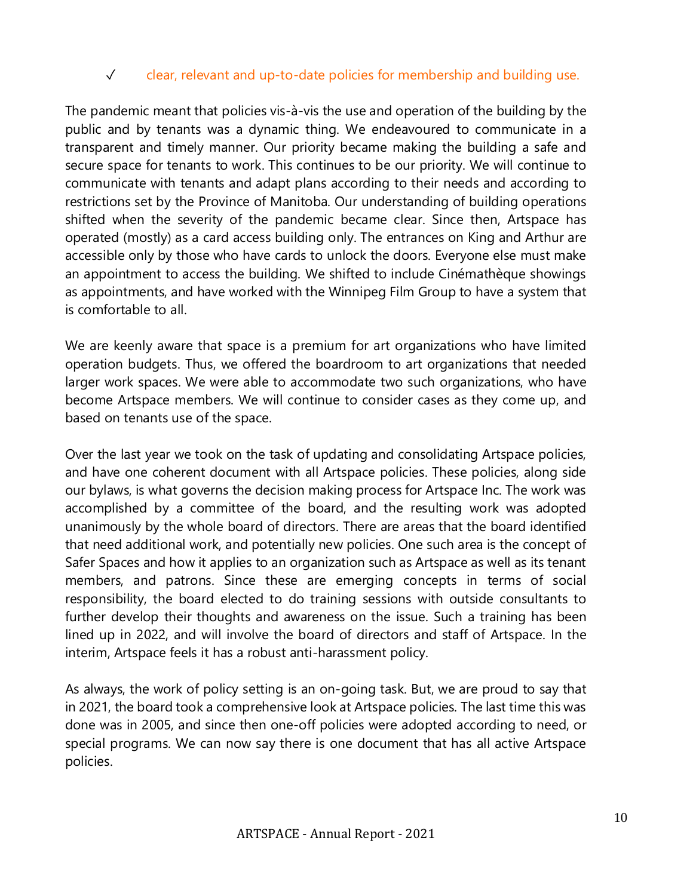✓ clear, relevant and up-to-date policies for membership and building use.

The pandemic meant that policies vis-à-vis the use and operation of the building by the public and by tenants was a dynamic thing. We endeavoured to communicate in a transparent and timely manner. Our priority became making the building a safe and secure space for tenants to work. This continues to be our priority. We will continue to communicate with tenants and adapt plans according to their needs and according to restrictions set by the Province of Manitoba. Our understanding of building operations shifted when the severity of the pandemic became clear. Since then, Artspace has operated (mostly) as a card access building only. The entrances on King and Arthur are accessible only by those who have cards to unlock the doors. Everyone else must make an appointment to access the building. We shifted to include Cinémathèque showings as appointments, and have worked with the Winnipeg Film Group to have a system that is comfortable to all.

We are keenly aware that space is a premium for art organizations who have limited operation budgets. Thus, we offered the boardroom to art organizations that needed larger work spaces. We were able to accommodate two such organizations, who have become Artspace members. We will continue to consider cases as they come up, and based on tenants use of the space.

Over the last year we took on the task of updating and consolidating Artspace policies, and have one coherent document with all Artspace policies. These policies, along side our bylaws, is what governs the decision making process for Artspace Inc. The work was accomplished by a committee of the board, and the resulting work was adopted unanimously by the whole board of directors. There are areas that the board identified that need additional work, and potentially new policies. One such area is the concept of Safer Spaces and how it applies to an organization such as Artspace as well as its tenant members, and patrons. Since these are emerging concepts in terms of social responsibility, the board elected to do training sessions with outside consultants to further develop their thoughts and awareness on the issue. Such a training has been lined up in 2022, and will involve the board of directors and staff of Artspace. In the interim, Artspace feels it has a robust anti-harassment policy.

As always, the work of policy setting is an on-going task. But, we are proud to say that in 2021, the board took a comprehensive look at Artspace policies. The last time this was done was in 2005, and since then one-off policies were adopted according to need, or special programs. We can now say there is one document that has all active Artspace policies.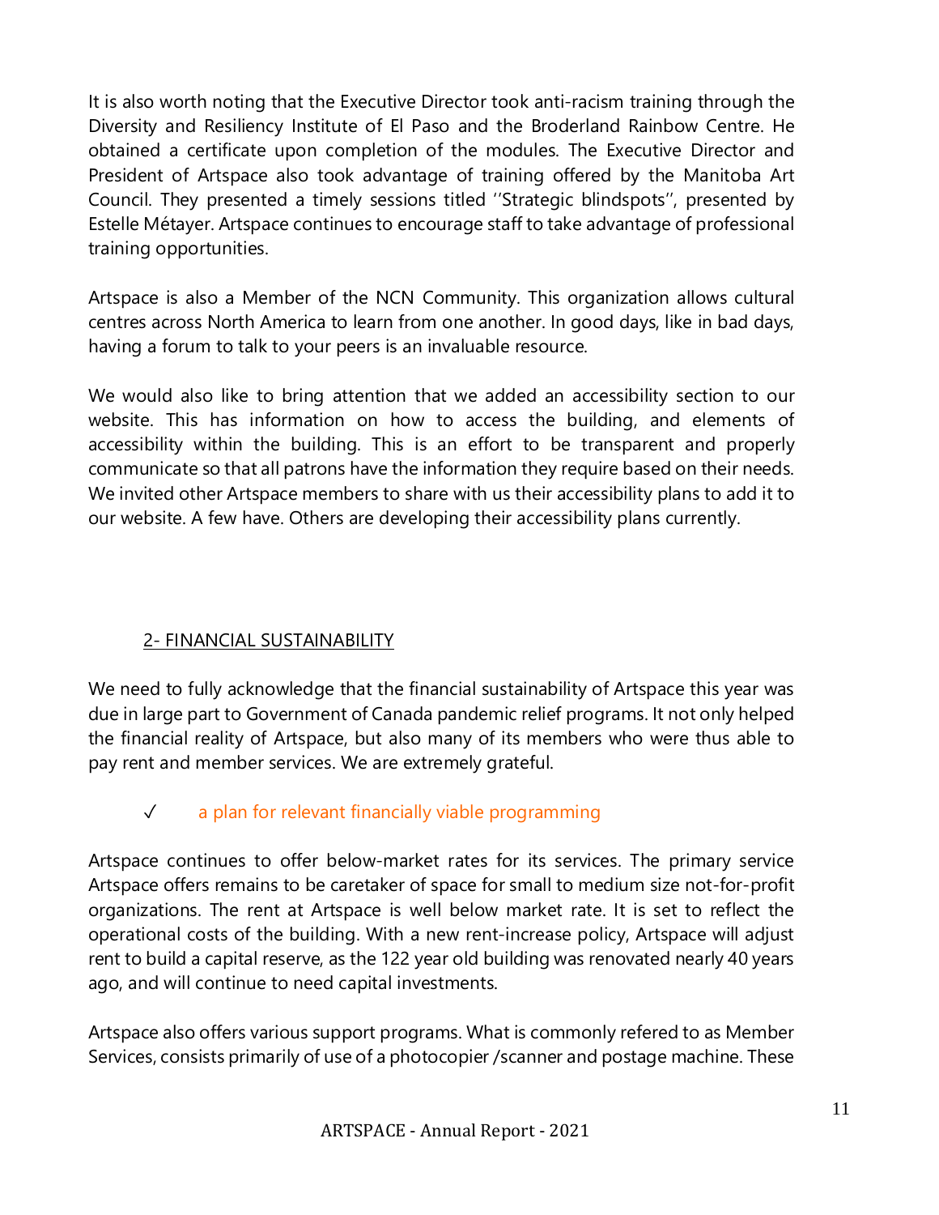It is also worth noting that the Executive Director took anti-racism training through the Diversity and Resiliency Institute of El Paso and the Broderland Rainbow Centre. He obtained a certificate upon completion of the modules. The Executive Director and President of Artspace also took advantage of training offered by the Manitoba Art Council. They presented a timely sessions titled ''Strategic blindspots'', presented by Estelle Métayer. Artspace continues to encourage staff to take advantage of professional training opportunities.

Artspace is also a Member of the NCN Community. This organization allows cultural centres across North America to learn from one another. In good days, like in bad days, having a forum to talk to your peers is an invaluable resource.

We would also like to bring attention that we added an accessibility section to our website. This has information on how to access the building, and elements of accessibility within the building. This is an effort to be transparent and properly communicate so that all patrons have the information they require based on their needs. We invited other Artspace members to share with us their accessibility plans to add it to our website. A few have. Others are developing their accessibility plans currently.

## 2- FINANCIAL SUSTAINABILITY

We need to fully acknowledge that the financial sustainability of Artspace this year was due in large part to Government of Canada pandemic relief programs. It not only helped the financial reality of Artspace, but also many of its members who were thus able to pay rent and member services. We are extremely grateful.

✓ a plan for relevant financially viable programming

Artspace continues to offer below-market rates for its services. The primary service Artspace offers remains to be caretaker of space for small to medium size not-for-profit organizations. The rent at Artspace is well below market rate. It is set to reflect the operational costs of the building. With a new rent-increase policy, Artspace will adjust rent to build a capital reserve, as the 122 year old building was renovated nearly 40 years ago, and will continue to need capital investments.

Artspace also offers various support programs. What is commonly refered to as Member Services, consists primarily of use of a photocopier /scanner and postage machine. These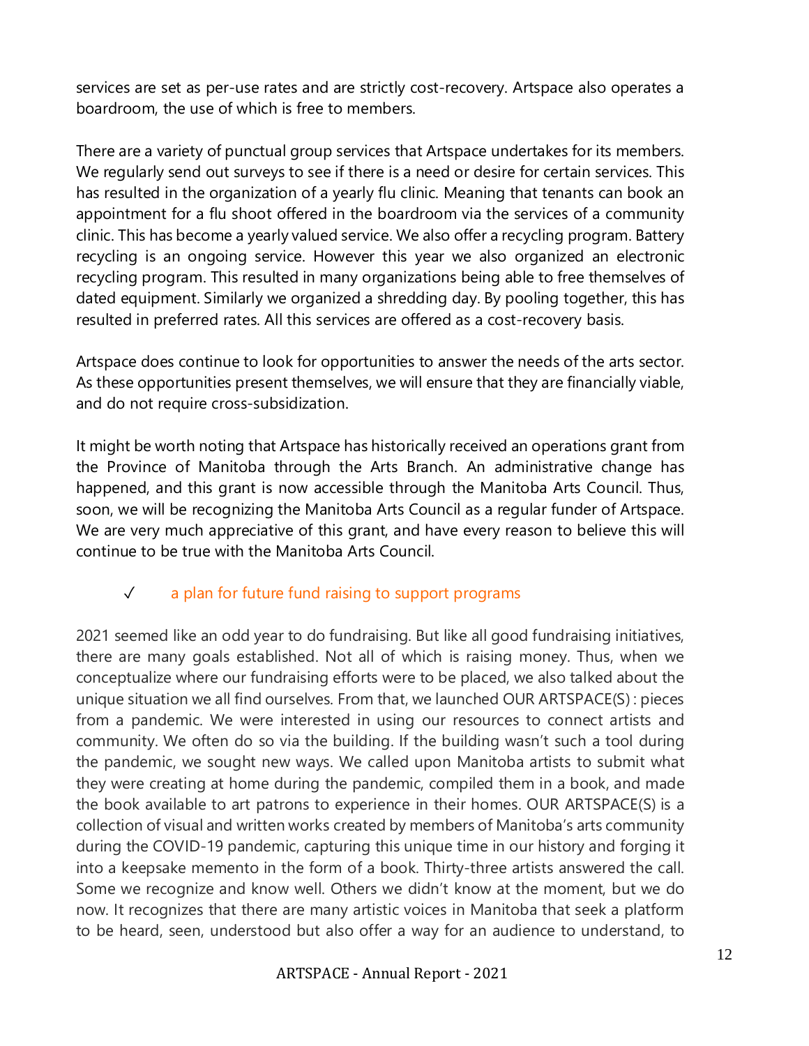services are set as per-use rates and are strictly cost-recovery. Artspace also operates a boardroom, the use of which is free to members.

There are a variety of punctual group services that Artspace undertakes for its members. We regularly send out surveys to see if there is a need or desire for certain services. This has resulted in the organization of a yearly flu clinic. Meaning that tenants can book an appointment for a flu shoot offered in the boardroom via the services of a community clinic. This has become a yearly valued service. We also offer a recycling program. Battery recycling is an ongoing service. However this year we also organized an electronic recycling program. This resulted in many organizations being able to free themselves of dated equipment. Similarly we organized a shredding day. By pooling together, this has resulted in preferred rates. All this services are offered as a cost-recovery basis.

Artspace does continue to look for opportunities to answer the needs of the arts sector. As these opportunities present themselves, we will ensure that they are financially viable, and do not require cross-subsidization.

It might be worth noting that Artspace has historically received an operations grant from the Province of Manitoba through the Arts Branch. An administrative change has happened, and this grant is now accessible through the Manitoba Arts Council. Thus, soon, we will be recognizing the Manitoba Arts Council as a regular funder of Artspace. We are very much appreciative of this grant, and have every reason to believe this will continue to be true with the Manitoba Arts Council.

✓ a plan for future fund raising to support programs

2021 seemed like an odd year to do fundraising. But like all good fundraising initiatives, there are many goals established. Not all of which is raising money. Thus, when we conceptualize where our fundraising efforts were to be placed, we also talked about the unique situation we all find ourselves. From that, we launched OUR ARTSPACE(S) : pieces from a pandemic. We were interested in using our resources to connect artists and community. We often do so via the building. If the building wasn't such a tool during the pandemic, we sought new ways. We called upon Manitoba artists to submit what they were creating at home during the pandemic, compiled them in a book, and made the book available to art patrons to experience in their homes. OUR ARTSPACE(S) is a collection of visual and written works created by members of Manitoba's arts community during the COVID-19 pandemic, capturing this unique time in our history and forging it into a keepsake memento in the form of a book. Thirty-three artists answered the call. Some we recognize and know well. Others we didn't know at the moment, but we do now. It recognizes that there are many artistic voices in Manitoba that seek a platform to be heard, seen, understood but also offer a way for an audience to understand, to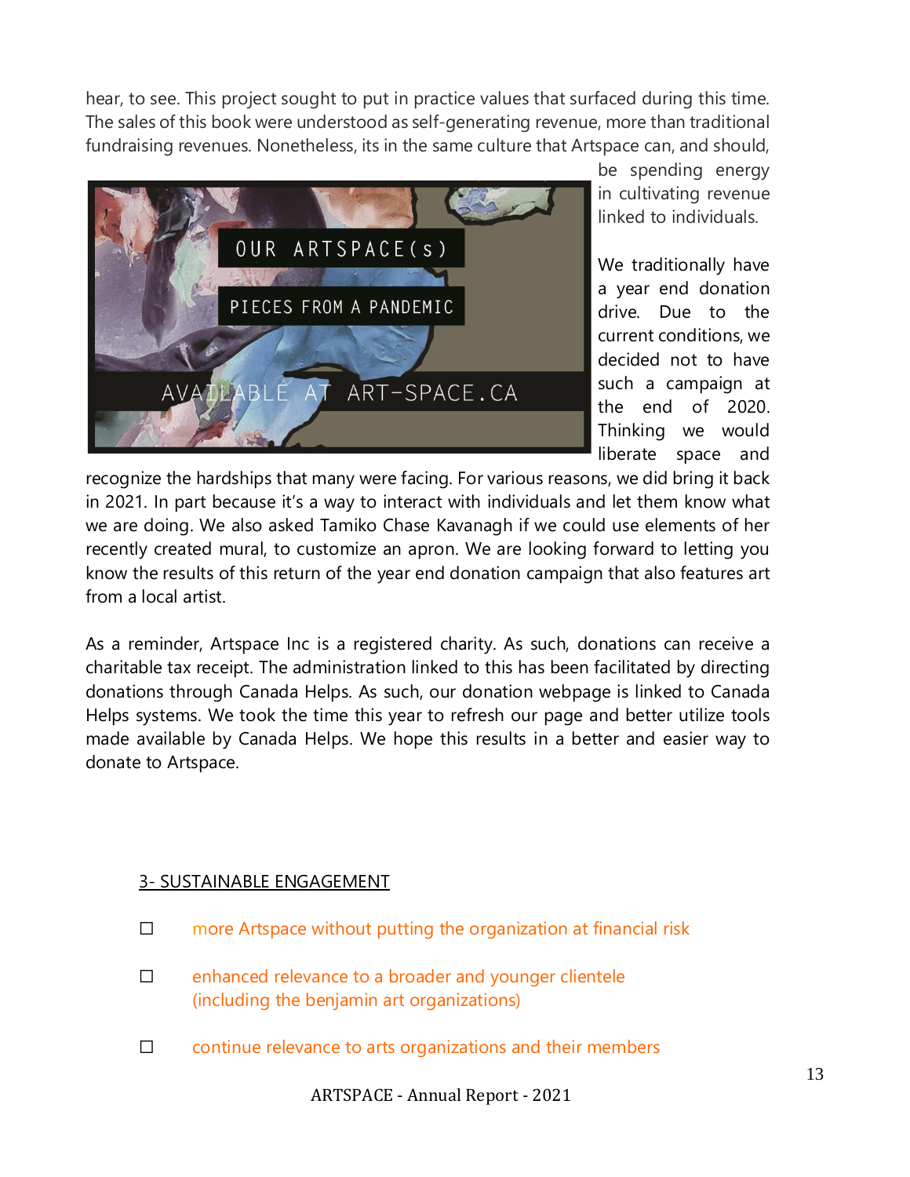hear, to see. This project sought to put in practice values that surfaced during this time. The sales of this book were understood as self-generating revenue, more than traditional fundraising revenues. Nonetheless, its in the same culture that Artspace can, and should, be spending energy in cultivating revenue linked to individuals.

OUR ARTSPACE(s)

PIECES FROM A PANDEMIC

AVAILABLE AT ART-SPACE.CA

We traditionally have a year end donation drive. Due to the current conditions, we decided not to have such a campaign at the end of 2020. Thinking we would liberate space and recognize the hardships that many were facing. For various reasons, we did bring it back in 2021. In part because it's a way to interact with individuals and let them know what we are doing. We also asked Tamiko Chase Kavanagh if we could use elements of her recently created mural, to customize an apron. We are looking forward to letting you know the results of this return of the year end donation campaign that also features art from a local artist.

As a reminder, Artspace Inc is a registered charity. As such, donations can receive a charitable tax receipt. The administration linked to this has been facilitated by directing donations through Canada Helps. As such, our donation webpage is linked to Canada Helps systems. We took the time this year to refresh our page and better utilize tools made available by Canada Helps. We hope this results in a better and easier way to donate to Artspace.

## 3- SUSTAINABLE ENGAGEMENT

- ☐ more Artspace without putting the organization at financial risk
- ☐ enhanced relevance to a broader and younger clientele (including the benjamin art organizations)
- ☐ continue relevance to arts organizations and their members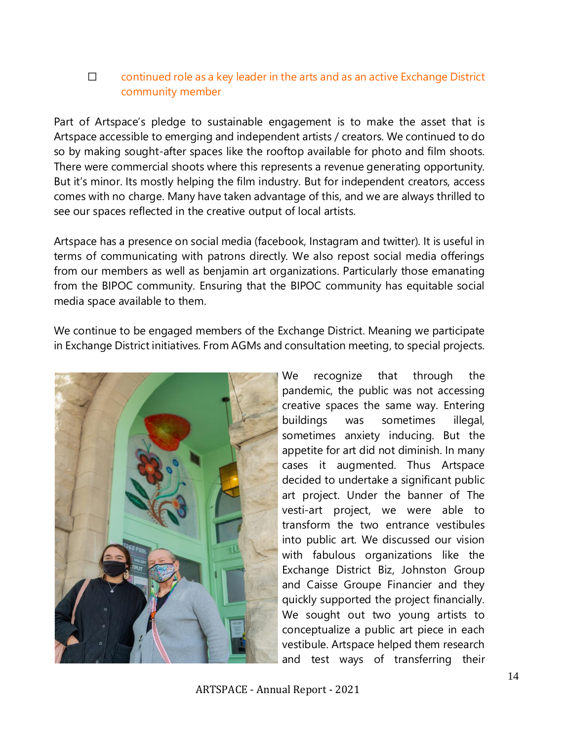- [ ] continued role as a key leader in the arts and as an active Exchange District community member

Part of Artspace's pledge to sustainable engagement is to make the asset that is Artspace accessible to emerging and independent artists / creators. We continued to do so by making sought-after spaces like the rooftop available for photo and film shoots. There were commercial shoots where this represents a revenue generating opportunity. But it's minor. Its mostly helping the film industry. But for independent creators, access comes with no charge. Many have taken advantage of this, and we are always thrilled to see our spaces reflected in the creative output of local artists.

Artspace has a presence on social media (facebook, Instagram and twitter). It is useful in terms of communicating with patrons directly. We also repost social media offerings from our members as well as benjamin art organizations. Particularly those emanating from the BIPOC community. Ensuring that the BIPOC community has equitable social media space available to them.

We continue to be engaged members of the Exchange District. Meaning we participate in Exchange District initiatives. From AGMs and consultation meeting, to special projects.

We recognize that through the pandemic, the public was not accessing creative spaces the same way. Entering buildings was sometimes illegal, sometimes anxiety inducing. But the appetite for art did not diminish. In many cases it augmented. Thus Artspace decided to undertake a significant public art project. Under the banner of The vesti-art project, we were able to transform the two entrance vestibules into public art. We discussed our vision with fabulous organizations like the Exchange District Biz, Johnston Group and Caisse Groupe Financier and they quickly supported the project financially. We sought out two young artists to conceptualize a public art piece in each vestibule. Artspace helped them research and test ways of transferring their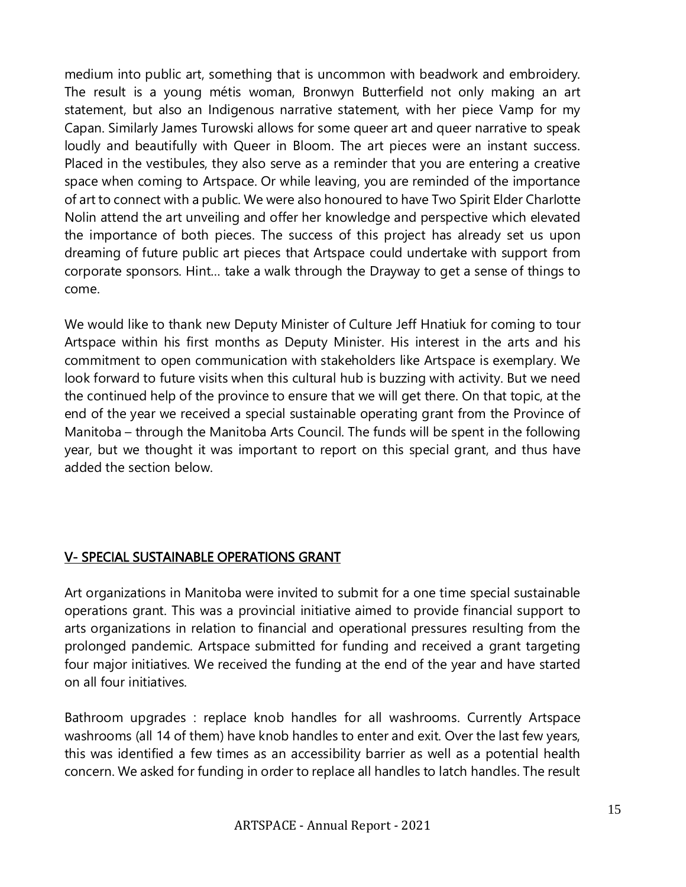medium into public art, something that is uncommon with beadwork and embroidery. The result is a young métis woman, Bronwyn Butterfield not only making an art statement, but also an Indigenous narrative statement, with her piece Vamp for my Capan. Similarly James Turowski allows for some queer art and queer narrative to speak loudly and beautifully with Queer in Bloom. The art pieces were an instant success. Placed in the vestibules, they also serve as a reminder that you are entering a creative space when coming to Artspace. Or while leaving, you are reminded of the importance of art to connect with a public. We were also honoured to have Two Spirit Elder Charlotte Nolin attend the art unveiling and offer her knowledge and perspective which elevated the importance of both pieces. The success of this project has already set us upon dreaming of future public art pieces that Artspace could undertake with support from corporate sponsors. Hint… take a walk through the Drayway to get a sense of things to come.

We would like to thank new Deputy Minister of Culture Jeff Hnatiuk for coming to tour Artspace within his first months as Deputy Minister. His interest in the arts and his commitment to open communication with stakeholders like Artspace is exemplary. We look forward to future visits when this cultural hub is buzzing with activity. But we need the continued help of the province to ensure that we will get there. On that topic, at the end of the year we received a special sustainable operating grant from the Province of Manitoba – through the Manitoba Arts Council. The funds will be spent in the following year, but we thought it was important to report on this special grant, and thus have added the section below.

## V- SPECIAL SUSTAINABLE OPERATIONS GRANT

Art organizations in Manitoba were invited to submit for a one time special sustainable operations grant. This was a provincial initiative aimed to provide financial support to arts organizations in relation to financial and operational pressures resulting from the prolonged pandemic. Artspace submitted for funding and received a grant targeting four major initiatives. We received the funding at the end of the year and have started on all four initiatives.

Bathroom upgrades : replace knob handles for all washrooms. Currently Artspace washrooms (all 14 of them) have knob handles to enter and exit. Over the last few years, this was identified a few times as an accessibility barrier as well as a potential health concern. We asked for funding in order to replace all handles to latch handles. The result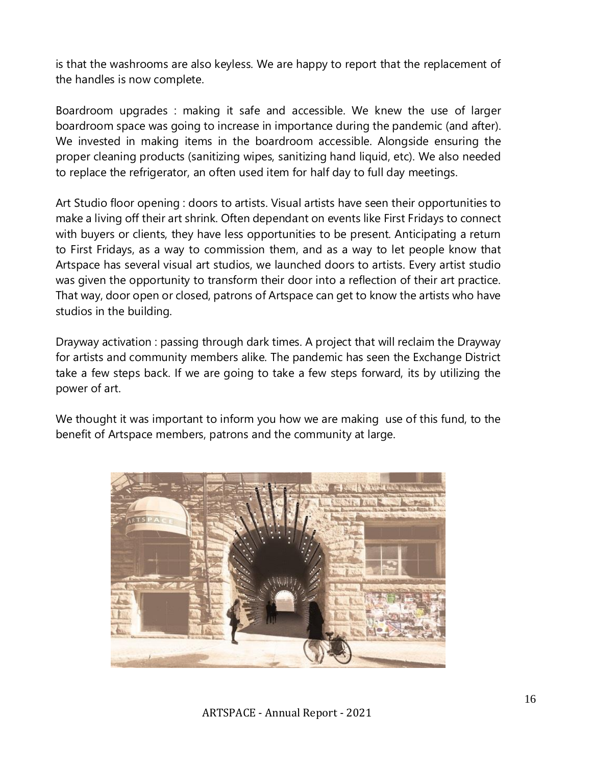is that the washrooms are also keyless. We are happy to report that the replacement of the handles is now complete.

Boardroom upgrades : making it safe and accessible. We knew the use of larger boardroom space was going to increase in importance during the pandemic (and after). We invested in making items in the boardroom accessible. Alongside ensuring the proper cleaning products (sanitizing wipes, sanitizing hand liquid, etc). We also needed to replace the refrigerator, an often used item for half day to full day meetings.

Art Studio floor opening : doors to artists. Visual artists have seen their opportunities to make a living off their art shrink. Often dependant on events like First Fridays to connect with buyers or clients, they have less opportunities to be present. Anticipating a return to First Fridays, as a way to commission them, and as a way to let people know that Artspace has several visual art studios, we launched doors to artists. Every artist studio was given the opportunity to transform their door into a reflection of their art practice. That way, door open or closed, patrons of Artspace can get to know the artists who have studios in the building.

Drayway activation : passing through dark times. A project that will reclaim the Drayway for artists and community members alike. The pandemic has seen the Exchange District take a few steps back. If we are going to take a few steps forward, its by utilizing the power of art.

We thought it was important to inform you how we are making use of this fund, to the benefit of Artspace members, patrons and the community at large.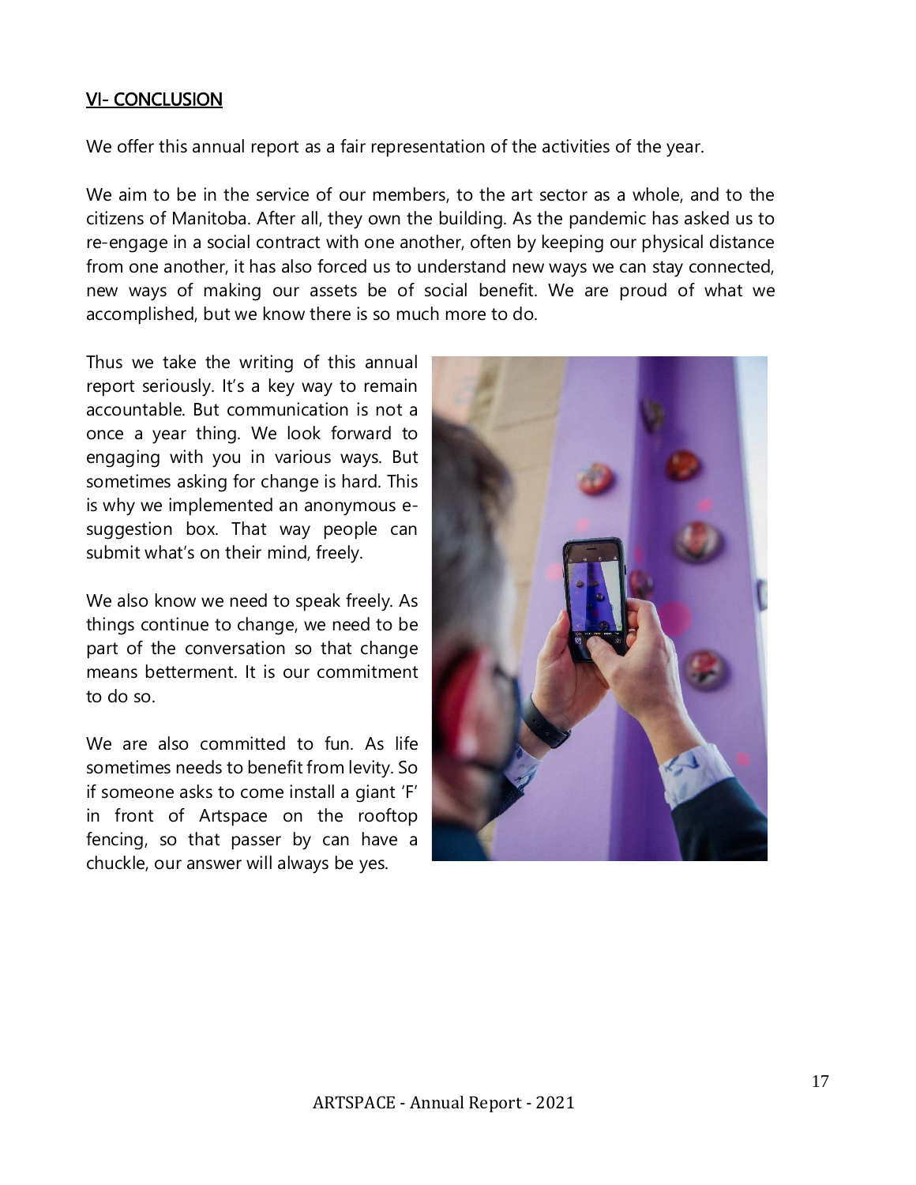## VI- CONCLUSION

We offer this annual report as a fair representation of the activities of the year.

We aim to be in the service of our members, to the art sector as a whole, and to the citizens of Manitoba. After all, they own the building. As the pandemic has asked us to re-engage in a social contract with one another, often by keeping our physical distance from one another, it has also forced us to understand new ways we can stay connected, new ways of making our assets be of social benefit. We are proud of what we accomplished, but we know there is so much more to do.

Thus we take the writing of this annual report seriously. It's a key way to remain accountable. But communication is not a once a year thing. We look forward to engaging with you in various ways. But sometimes asking for change is hard. This is why we implemented an anonymous e-suggestion box. That way people can submit what's on their mind, freely.

We also know we need to speak freely. As things continue to change, we need to be part of the conversation so that change means betterment. It is our commitment to do so.

We are also committed to fun. As life sometimes needs to benefit from levity. So if someone asks to come install a giant 'F' in front of Artspace on the rooftop fencing, so that passer by can have a chuckle, our answer will always be yes.

ARTSPACE - Annual Report - 2021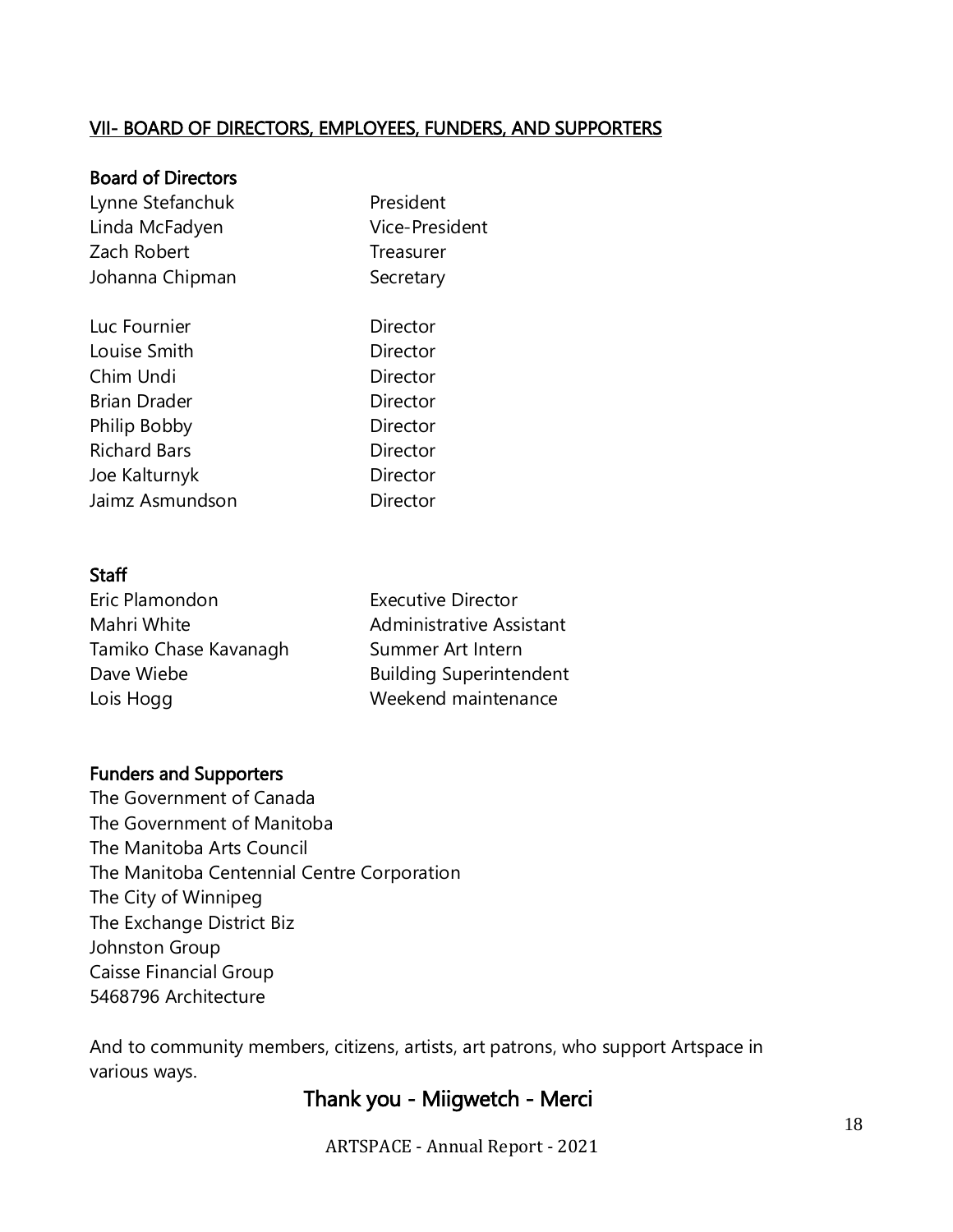## VII- BOARD OF DIRECTORS, EMPLOYEES, FUNDERS, AND SUPPORTERS

### Board of Directors

| | |
|---|---|
| Lynne Stefanchuk | President |
| Linda McFadyen | Vice-President |
| Zach Robert | Treasurer |
| Johanna Chipman | Secretary |
| Luc Fournier | Director |
| Louise Smith | Director |
| Chim Undi | Director |
| Brian Drader | Director |
| Philip Bobby | Director |
| Richard Bars | Director |
| Joe Kalturnyk | Director |
| Jaimz Asmundson | Director |

### Staff

| | |
|---|---|
| Eric Plamondon | Executive Director |
| Mahri White | Administrative Assistant |
| Tamiko Chase Kavanagh | Summer Art Intern |
| Dave Wiebe | Building Superintendent |
| Lois Hogg | Weekend maintenance |

### Funders and Supporters

The Government of Canada
The Government of Manitoba
The Manitoba Arts Council
The Manitoba Centennial Centre Corporation
The City of Winnipeg
The Exchange District Biz
Johnston Group
Caisse Financial Group
5468796 Architecture

And to community members, citizens, artists, art patrons, who support Artspace in various ways.

**Thank you - Miigwetch - Merci**